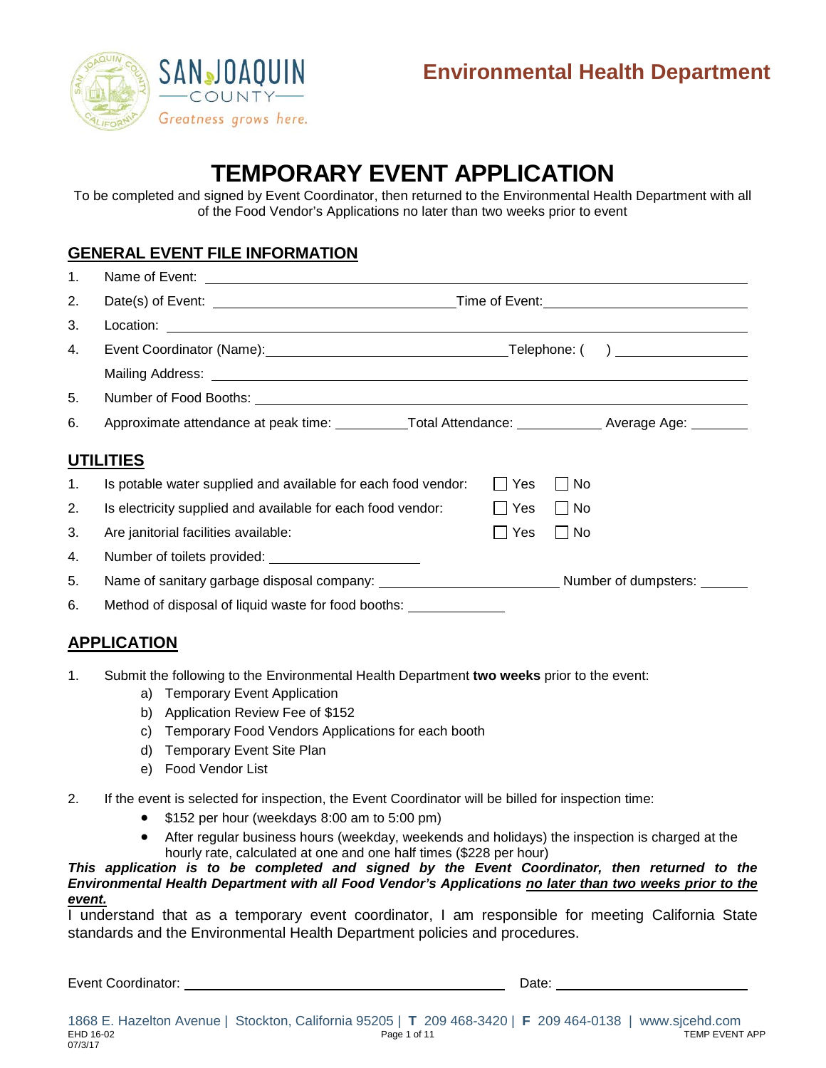**Environmental Health Department**

# TEMPORARY EVENT APPLICATION

To be completed and signed by Event Coordinator, then returned to the Environmental Health Department with all of the Food Vendor's Applications no later than two weeks prior to event

## GENERAL EVENT FILE INFORMATION

1. Name of Event: ____________________
2. Date(s) of Event: ____________________ Time of Event: ____________________
3. Location: ____________________
4. Event Coordinator (Name): ____________________ Telephone: ( ) ____________________

   Mailing Address: ____________________
5. Number of Food Booths: ____________________
6. Approximate attendance at peak time: __________ Total Attendance: __________ Average Age: __________

## UTILITIES

1. Is potable water supplied and available for each food vendor: ☐ Yes ☐ No
2. Is electricity supplied and available for each food vendor: ☐ Yes ☐ No
3. Are janitorial facilities available: ☐ Yes ☐ No
4. Number of toilets provided: ____________________
5. Name of sanitary garbage disposal company: ____________________ Number of dumpsters: ______
6. Method of disposal of liquid waste for food booths: ____________

## APPLICATION

1. Submit the following to the Environmental Health Department **two weeks** prior to the event:
   a) Temporary Event Application
   b) Application Review Fee of $152
   c) Temporary Food Vendors Applications for each booth
   d) Temporary Event Site Plan
   e) Food Vendor List

2. If the event is selected for inspection, the Event Coordinator will be billed for inspection time:
   - $152 per hour (weekdays 8:00 am to 5:00 pm)
   - After regular business hours (weekday, weekends and holidays) the inspection is charged at the hourly rate, calculated at one and one half times ($228 per hour)

***This application is to be completed and signed by the Event Coordinator, then returned to the Environmental Health Department with all Food Vendor's Applications <u>no later than two weeks prior to the event.</u>***

I understand that as a temporary event coordinator, I am responsible for meeting California State standards and the Environmental Health Department policies and procedures.

Event Coordinator: ____________________________ Date: ____________________

1868 E. Hazelton Avenue | Stockton, California 95205 | **T** 209 468-3420 | **F** 209 464-0138 | www.sjcehd.com

EHD 16-02
07/3/17
TEMP EVENT APP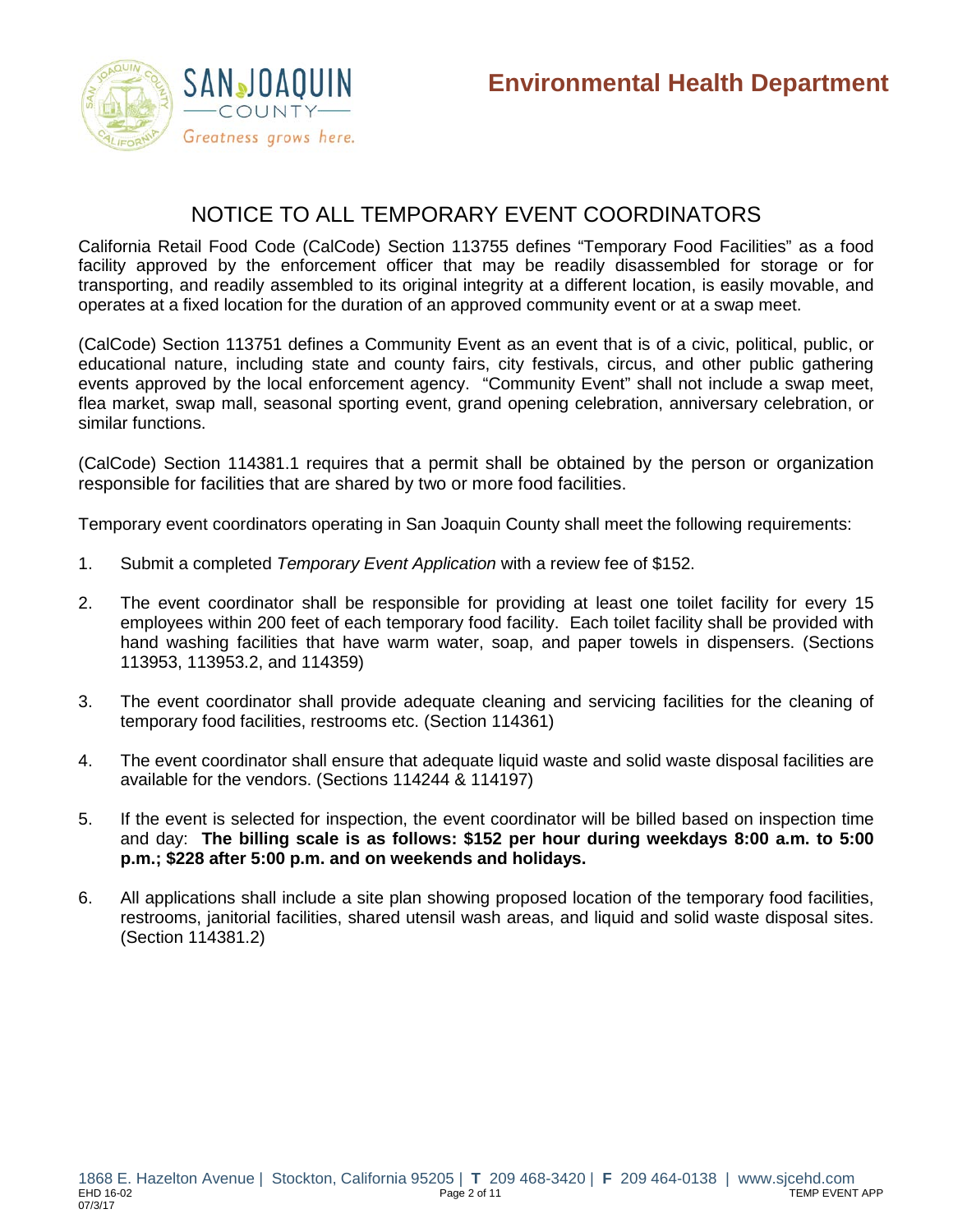# Environmental Health Department

## NOTICE TO ALL TEMPORARY EVENT COORDINATORS

California Retail Food Code (CalCode) Section 113755 defines "Temporary Food Facilities" as a food facility approved by the enforcement officer that may be readily disassembled for storage or for transporting, and readily assembled to its original integrity at a different location, is easily movable, and operates at a fixed location for the duration of an approved community event or at a swap meet.

(CalCode) Section 113751 defines a Community Event as an event that is of a civic, political, public, or educational nature, including state and county fairs, city festivals, circus, and other public gathering events approved by the local enforcement agency. "Community Event" shall not include a swap meet, flea market, swap mall, seasonal sporting event, grand opening celebration, anniversary celebration, or similar functions.

(CalCode) Section 114381.1 requires that a permit shall be obtained by the person or organization responsible for facilities that are shared by two or more food facilities.

Temporary event coordinators operating in San Joaquin County shall meet the following requirements:

1. Submit a completed *Temporary Event Application* with a review fee of $152.
2. The event coordinator shall be responsible for providing at least one toilet facility for every 15 employees within 200 feet of each temporary food facility. Each toilet facility shall be provided with hand washing facilities that have warm water, soap, and paper towels in dispensers. (Sections 113953, 113953.2, and 114359)
3. The event coordinator shall provide adequate cleaning and servicing facilities for the cleaning of temporary food facilities, restrooms etc. (Section 114361)
4. The event coordinator shall ensure that adequate liquid waste and solid waste disposal facilities are available for the vendors. (Sections 114244 & 114197)
5. If the event is selected for inspection, the event coordinator will be billed based on inspection time and day: **The billing scale is as follows: $152 per hour during weekdays 8:00 a.m. to 5:00 p.m.; $228 after 5:00 p.m. and on weekends and holidays.**
6. All applications shall include a site plan showing proposed location of the temporary food facilities, restrooms, janitorial facilities, shared utensil wash areas, and liquid and solid waste disposal sites. (Section 114381.2)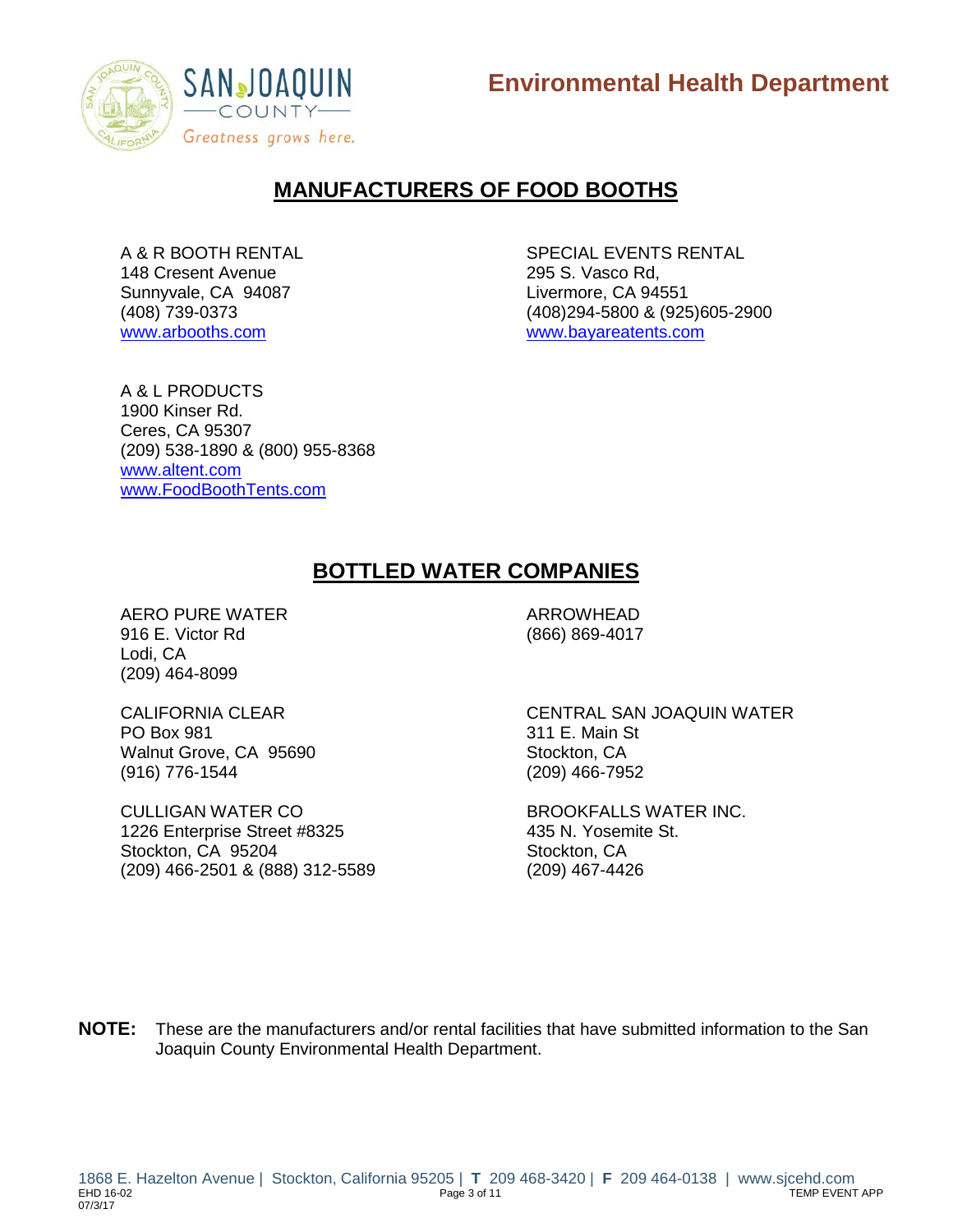## MANUFACTURERS OF FOOD BOOTHS

A & R BOOTH RENTAL
148 Cresent Avenue
Sunnyvale, CA 94087
(408) 739-0373
www.arbooths.com

SPECIAL EVENTS RENTAL
295 S. Vasco Rd,
Livermore, CA 94551
(408)294-5800 & (925)605-2900
www.bayareatents.com

A & L PRODUCTS
1900 Kinser Rd.
Ceres, CA 95307
(209) 538-1890 & (800) 955-8368
www.altent.com
www.FoodBoothTents.com

## BOTTLED WATER COMPANIES

AERO PURE WATER
916 E. Victor Rd
Lodi, CA
(209) 464-8099

ARROWHEAD
(866) 869-4017

CALIFORNIA CLEAR
PO Box 981
Walnut Grove, CA 95690
(916) 776-1544

CENTRAL SAN JOAQUIN WATER
311 E. Main St
Stockton, CA
(209) 466-7952

CULLIGAN WATER CO
1226 Enterprise Street #8325
Stockton, CA 95204
(209) 466-2501 & (888) 312-5589

BROOKFALLS WATER INC.
435 N. Yosemite St.
Stockton, CA
(209) 467-4426

**NOTE:** These are the manufacturers and/or rental facilities that have submitted information to the San Joaquin County Environmental Health Department.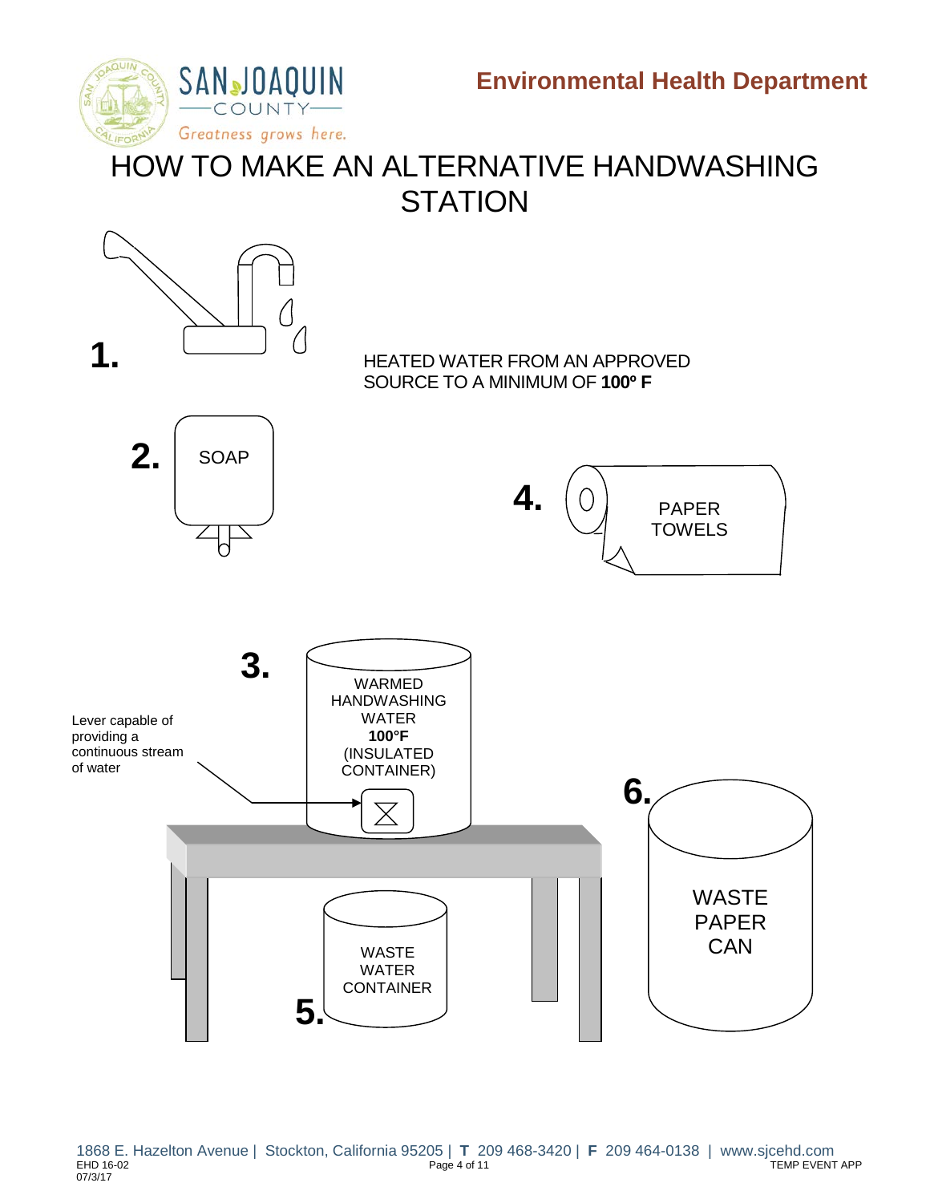SAN JOAQUIN COUNTY

Greatness grows here.

**Environmental Health Department**

# HOW TO MAKE AN ALTERNATIVE HANDWASHING STATION

**1.**

HEATED WATER FROM AN APPROVED SOURCE TO A MINIMUM OF **100º F**

**2.** SOAP

**4.** PAPER TOWELS

**3.** WARMED HANDWASHING WATER **100°F** (INSULATED CONTAINER)

Lever capable of providing a continuous stream of water

**5.** WASTE WATER CONTAINER

**6.** WASTE PAPER CAN

1868 E. Hazelton Avenue | Stockton, California 95205 | **T** 209 468-3420 | **F** 209 464-0138 | www.sjcehd.com

EHD 16-02
07/3/17

TEMP EVENT APP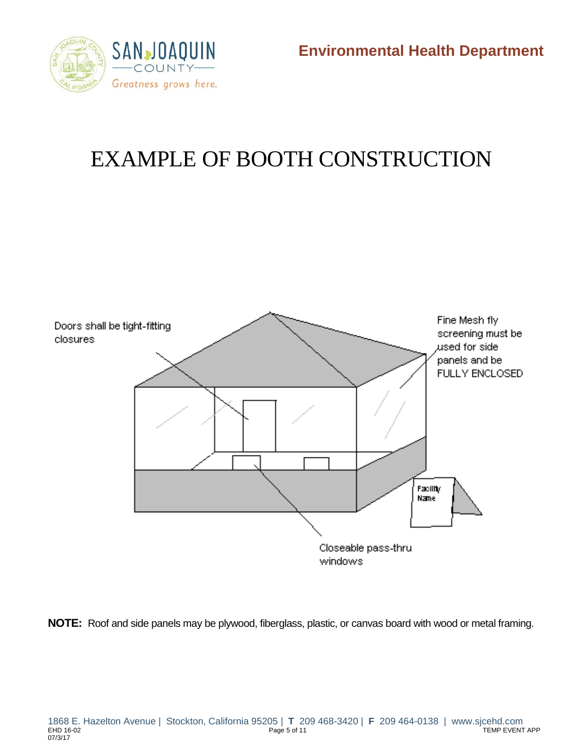# EXAMPLE OF BOOTH CONSTRUCTION

Doors shall be tight-fitting closures

Fine Mesh fly screening must be used for side panels and be FULLY ENCLOSED

Facility Name

Closeable pass-thru windows

**NOTE:** Roof and side panels may be plywood, fiberglass, plastic, or canvas board with wood or metal framing.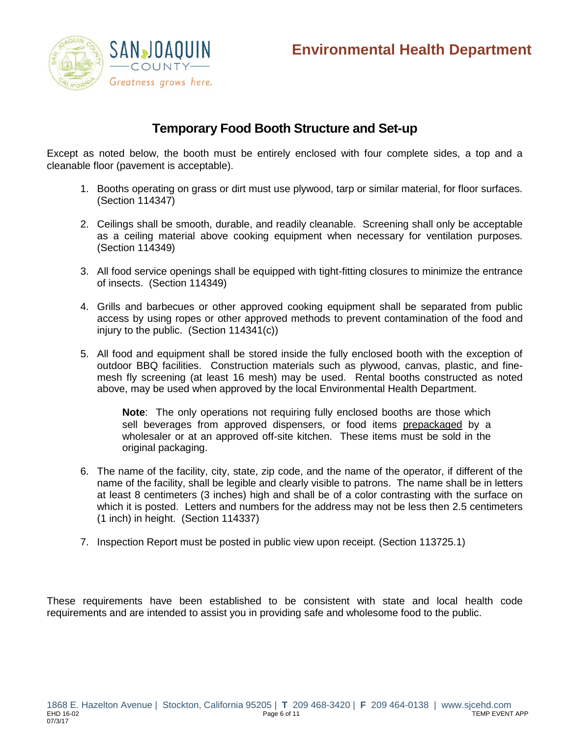## Temporary Food Booth Structure and Set-up

Except as noted below, the booth must be entirely enclosed with four complete sides, a top and a cleanable floor (pavement is acceptable).

1. Booths operating on grass or dirt must use plywood, tarp or similar material, for floor surfaces. (Section 114347)

2. Ceilings shall be smooth, durable, and readily cleanable. Screening shall only be acceptable as a ceiling material above cooking equipment when necessary for ventilation purposes. (Section 114349)

3. All food service openings shall be equipped with tight-fitting closures to minimize the entrance of insects. (Section 114349)

4. Grills and barbecues or other approved cooking equipment shall be separated from public access by using ropes or other approved methods to prevent contamination of the food and injury to the public. (Section 114341(c))

5. All food and equipment shall be stored inside the fully enclosed booth with the exception of outdoor BBQ facilities. Construction materials such as plywood, canvas, plastic, and fine-mesh fly screening (at least 16 mesh) may be used. Rental booths constructed as noted above, may be used when approved by the local Environmental Health Department.

   **Note**: The only operations not requiring fully enclosed booths are those which sell beverages from approved dispensers, or food items prepackaged by a wholesaler or at an approved off-site kitchen. These items must be sold in the original packaging.

6. The name of the facility, city, state, zip code, and the name of the operator, if different of the name of the facility, shall be legible and clearly visible to patrons. The name shall be in letters at least 8 centimeters (3 inches) high and shall be of a color contrasting with the surface on which it is posted. Letters and numbers for the address may not be less then 2.5 centimeters (1 inch) in height. (Section 114337)

7. Inspection Report must be posted in public view upon receipt. (Section 113725.1)

These requirements have been established to be consistent with state and local health code requirements and are intended to assist you in providing safe and wholesome food to the public.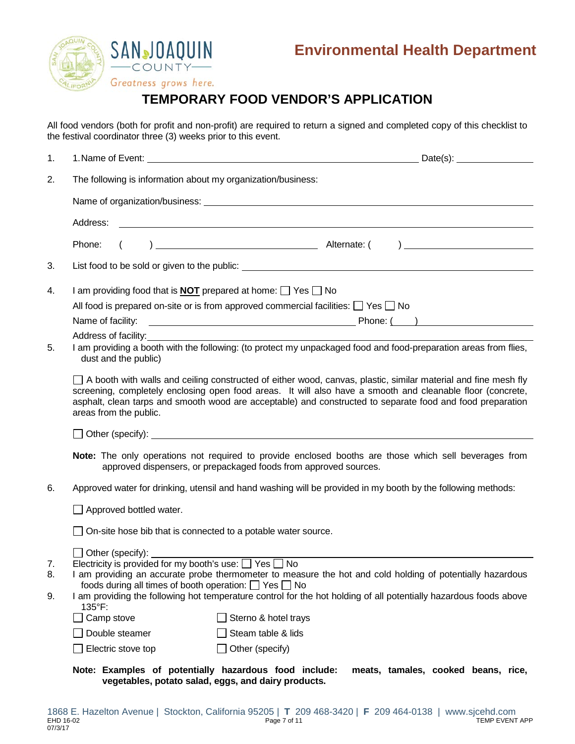# Environmental Health Department

San Joaquin County — Greatness grows here.

## TEMPORARY FOOD VENDOR'S APPLICATION

All food vendors (both for profit and non-profit) are required to return a signed and completed copy of this checklist to the festival coordinator three (3) weeks prior to this event.

1. 1. Name of Event: ______________________________ Date(s): ______________

2. The following is information about my organization/business:

   Name of organization/business: ______________________________

   Address: ______________________________

   Phone: ( ) ______________________ Alternate: ( ) ______________________

3. List food to be sold or given to the public: ______________________________

4. I am providing food that is **NOT** prepared at home: ☐ Yes ☐ No

   All food is prepared on-site or is from approved commercial facilities: ☐ Yes ☐ No

   Name of facility: ______________________ Phone: ( ) ______________

   Address of facility: ______________________________

5. I am providing a booth with the following: (to protect my unpackaged food and food-preparation areas from flies, dust and the public)

   ☐ A booth with walls and ceiling constructed of either wood, canvas, plastic, similar material and fine mesh fly screening, completely enclosing open food areas. It will also have a smooth and cleanable floor (concrete, asphalt, clean tarps and smooth wood are acceptable) and constructed to separate food and food preparation areas from the public.

   ☐ Other (specify): ______________________________

   **Note:** The only operations not required to provide enclosed booths are those which sell beverages from approved dispensers, or prepackaged foods from approved sources.

6. Approved water for drinking, utensil and hand washing will be provided in my booth by the following methods:

   ☐ Approved bottled water.

   ☐ On-site hose bib that is connected to a potable water source.

   ☐ Other (specify): ______________________________

7. Electricity is provided for my booth's use: ☐ Yes ☐ No

8. I am providing an accurate probe thermometer to measure the hot and cold holding of potentially hazardous foods during all times of booth operation: ☐ Yes ☐ No

9. I am providing the following hot temperature control for the hot holding of all potentially hazardous foods above 135°F:

   ☐ Camp stove ☐ Sterno & hotel trays

   ☐ Double steamer ☐ Steam table & lids

   ☐ Electric stove top ☐ Other (specify)

   **Note: Examples of potentially hazardous food include: meats, tamales, cooked beans, rice, vegetables, potato salad, eggs, and dairy products.**

1868 E. Hazelton Avenue | Stockton, California 95205 | **T** 209 468-3420 | **F** 209 464-0138 | www.sjcehd.com

EHD 16-02
07/3/17
TEMP EVENT APP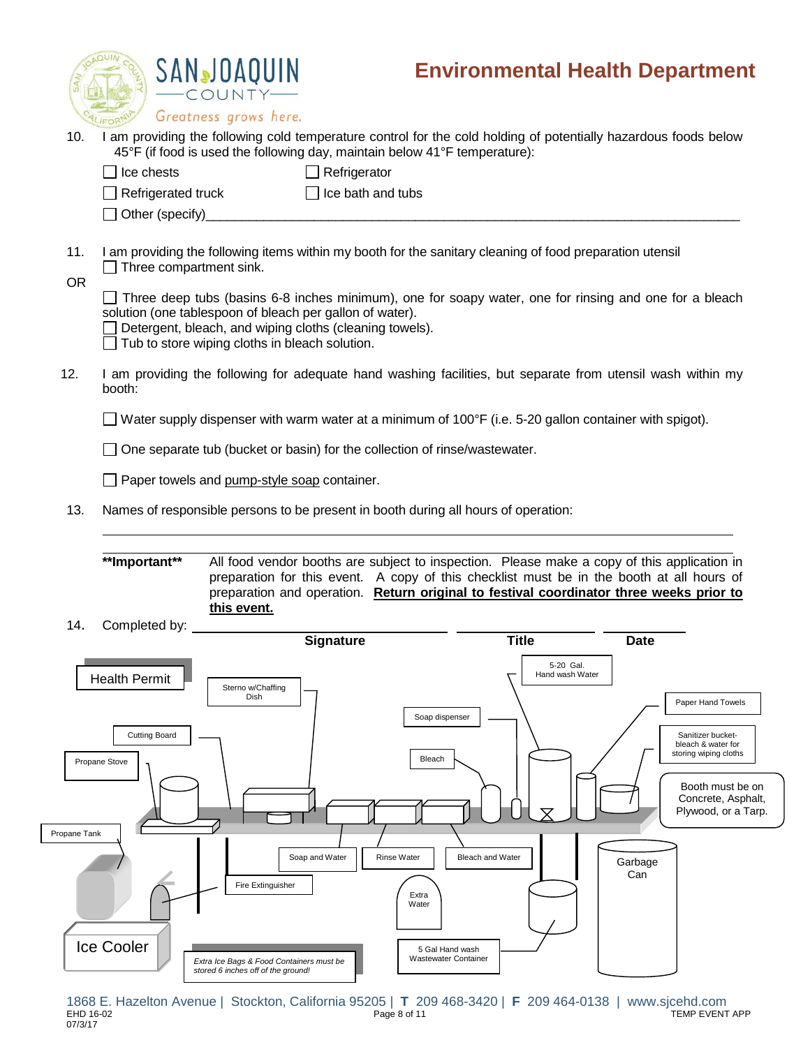10. I am providing the following cold temperature control for the cold holding of potentially hazardous foods below 45°F (if food is used the following day, maintain below 41°F temperature):

- ☐ Ice chests ☐ Refrigerator
- ☐ Refrigerated truck ☐ Ice bath and tubs
- ☐ Other (specify)______________________________________________________________

11. I am providing the following items within my booth for the sanitary cleaning of food preparation utensil
    - ☐ Three compartment sink.

OR

- ☐ Three deep tubs (basins 6-8 inches minimum), one for soapy water, one for rinsing and one for a bleach solution (one tablespoon of bleach per gallon of water).
- ☐ Detergent, bleach, and wiping cloths (cleaning towels).
- ☐ Tub to store wiping cloths in bleach solution.

12. I am providing the following for adequate hand washing facilities, but separate from utensil wash within my booth:

- ☐ Water supply dispenser with warm water at a minimum of 100°F (i.e. 5-20 gallon container with spigot).
- ☐ One separate tub (bucket or basin) for the collection of rinse/wastewater.
- ☐ Paper towels and pump-style soap container.

13. Names of responsible persons to be present in booth during all hours of operation:

______________________________________________________________________________

**\*\*Important\*\*** All food vendor booths are subject to inspection. Please make a copy of this application in preparation for this event. A copy of this checklist must be in the booth at all hours of preparation and operation. **Return original to festival coordinator three weeks prior to this event.**

14. Completed by: ______________________________ ____________________ ______________

**Signature** **Title** **Date**

Health Permit

Sterno w/Chaffing Dish

5-20 Gal. Hand wash Water

Paper Hand Towels

Soap dispenser

Cutting Board

Sanitizer bucket- bleach & water for storing wiping cloths

Propane Stove

Bleach

Booth must be on Concrete, Asphalt, Plywood, or a Tarp.

Propane Tank

Soap and Water

Rinse Water

Bleach and Water

Garbage Can

Fire Extinguisher

Extra Water

Ice Cooler

5 Gal Hand wash Wastewater Container

*Extra Ice Bags & Food Containers must be stored 6 inches off of the ground!*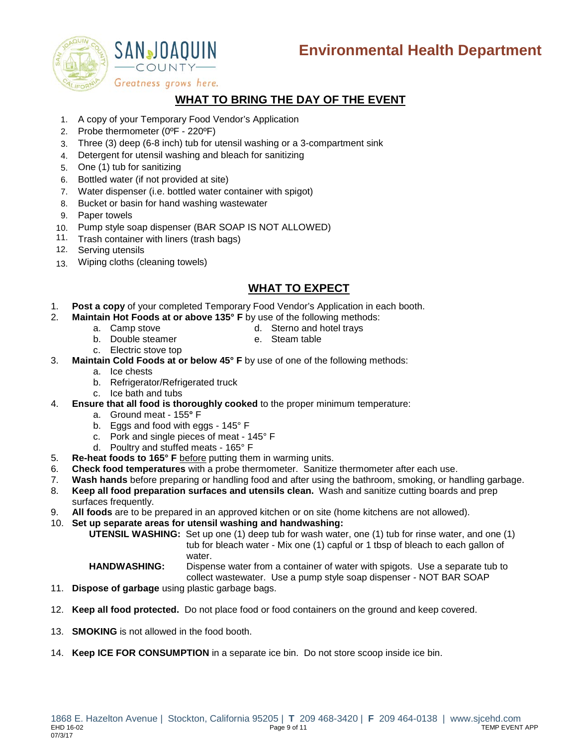## WHAT TO BRING THE DAY OF THE EVENT

1. A copy of your Temporary Food Vendor's Application
2. Probe thermometer (0ºF - 220ºF)
3. Three (3) deep (6-8 inch) tub for utensil washing or a 3-compartment sink
4. Detergent for utensil washing and bleach for sanitizing
5. One (1) tub for sanitizing
6. Bottled water (if not provided at site)
7. Water dispenser (i.e. bottled water container with spigot)
8. Bucket or basin for hand washing wastewater
9. Paper towels
10. Pump style soap dispenser (BAR SOAP IS NOT ALLOWED)
11. Trash container with liners (trash bags)
12. Serving utensils
13. Wiping cloths (cleaning towels)

## WHAT TO EXPECT

1. **Post a copy** of your completed Temporary Food Vendor's Application in each booth.
2. **Maintain Hot Foods at or above 135° F** by use of the following methods:
    a. Camp stove
    b. Double steamer
    c. Electric stove top
    d. Sterno and hotel trays
    e. Steam table
3. **Maintain Cold Foods at or below 45° F** by use of one of the following methods:
    a. Ice chests
    b. Refrigerator/Refrigerated truck
    c. Ice bath and tubs
4. **Ensure that all food is thoroughly cooked** to the proper minimum temperature:
    a. Ground meat - 155° F
    b. Eggs and food with eggs - 145° F
    c. Pork and single pieces of meat - 145° F
    d. Poultry and stuffed meats - 165° F
5. **Re-heat foods to 165° F** <u>before</u> putting them in warming units.
6. **Check food temperatures** with a probe thermometer. Sanitize thermometer after each use.
7. **Wash hands** before preparing or handling food and after using the bathroom, smoking, or handling garbage.
8. **Keep all food preparation surfaces and utensils clean.** Wash and sanitize cutting boards and prep surfaces frequently.
9. **All foods** are to be prepared in an approved kitchen or on site (home kitchens are not allowed).
10. **Set up separate areas for utensil washing and handwashing:**

    **UTENSIL WASHING:** Set up one (1) deep tub for wash water, one (1) tub for rinse water, and one (1) tub for bleach water - Mix one (1) capful or 1 tbsp of bleach to each gallon of water.

    **HANDWASHING:** Dispense water from a container of water with spigots. Use a separate tub to collect wastewater. Use a pump style soap dispenser - NOT BAR SOAP
11. **Dispose of garbage** using plastic garbage bags.
12. **Keep all food protected.** Do not place food or food containers on the ground and keep covered.
13. **SMOKING** is not allowed in the food booth.
14. **Keep ICE FOR CONSUMPTION** in a separate ice bin. Do not store scoop inside ice bin.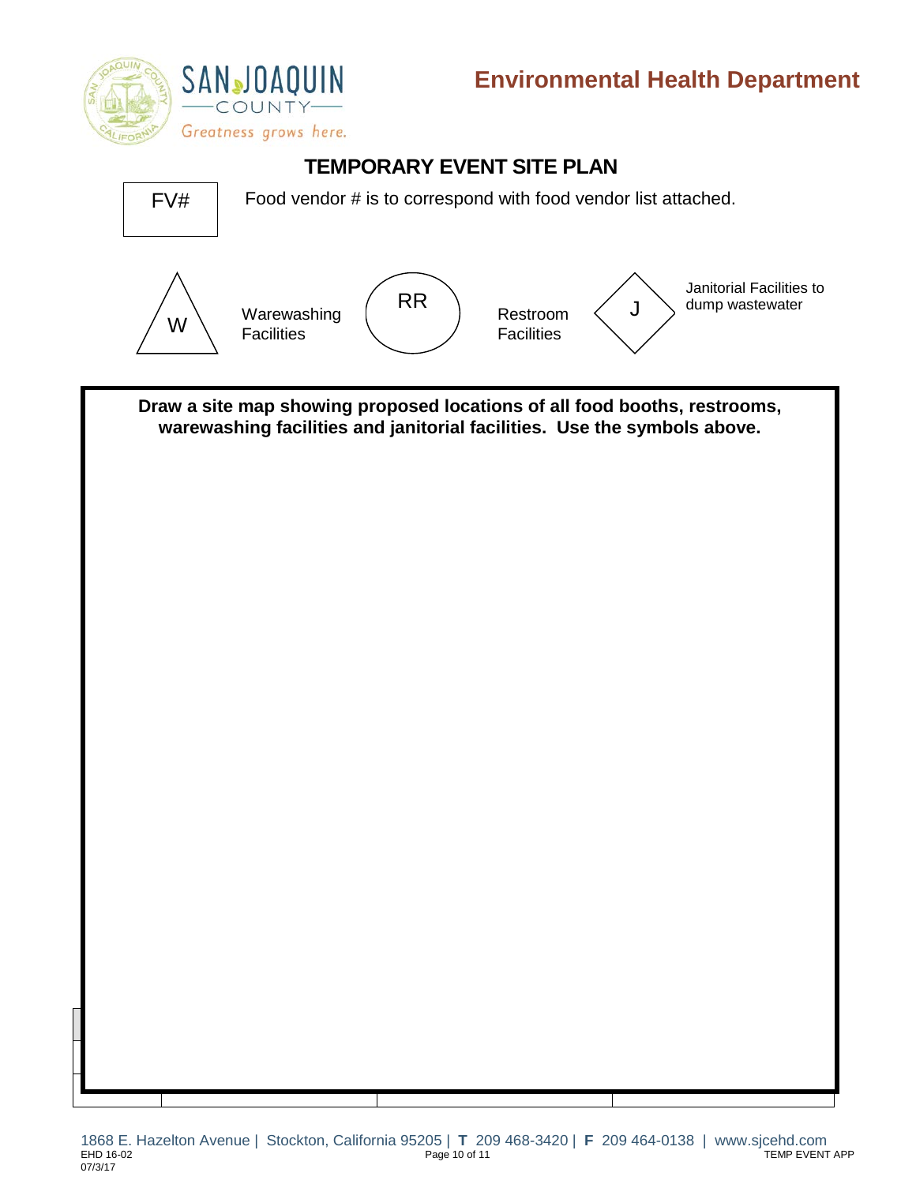# TEMPORARY EVENT SITE PLAN

FV# — Food vendor # is to correspond with food vendor list attached.

W — Warewashing Facilities

RR — Restroom Facilities

J — Janitorial Facilities to dump wastewater

**Draw a site map showing proposed locations of all food booths, restrooms, warewashing facilities and janitorial facilities. Use the symbols above.**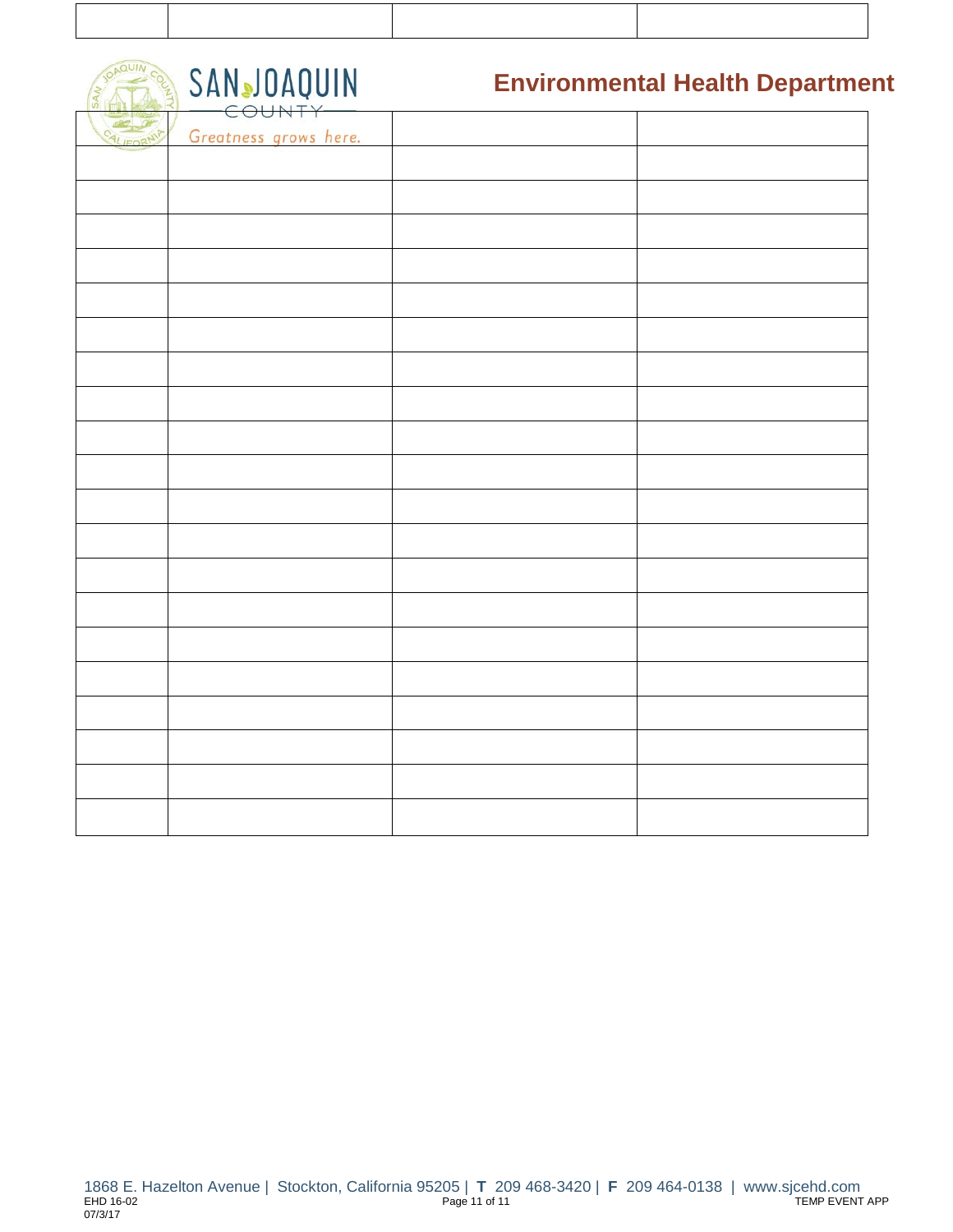# Environmental Health Department

| | | | |
|---|---|---|---|
| | | | |
| | | | |
| | | | |
| | | | |
| | | | |
| | | | |
| | | | |
| | | | |
| | | | |
| | | | |
| | | | |
| | | | |
| | | | |
| | | | |
| | | | |
| | | | |
| | | | |
| | | | |
| | | | |
| | | | |
| | | | |
| | | | |
| | | | |